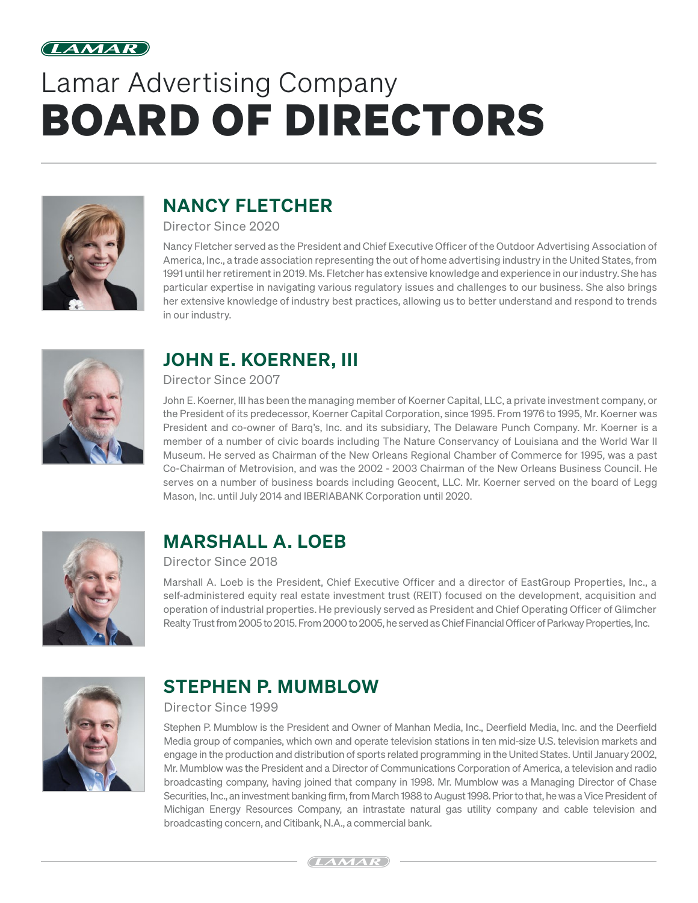Lamar Advertising Company

# BOARD OF DIRECTORS

## NANCY FLETCHER

Director Since 2020

Nancy Fletcher served as the President and Chief Executive Officer of the Outdoor Advertising Association of America, Inc., a trade association representing the out of home advertising industry in the United States, from 1991 until her retirement in 2019. Ms. Fletcher has extensive knowledge and experience in our industry. She has particular expertise in navigating various regulatory issues and challenges to our business. She also brings her extensive knowledge of industry best practices, allowing us to better understand and respond to trends in our industry.

## JOHN E. KOERNER, III

Director Since 2007

John E. Koerner, III has been the managing member of Koerner Capital, LLC, a private investment company, or the President of its predecessor, Koerner Capital Corporation, since 1995. From 1976 to 1995, Mr. Koerner was President and co-owner of Barq's, Inc. and its subsidiary, The Delaware Punch Company. Mr. Koerner is a member of a number of civic boards including The Nature Conservancy of Louisiana and the World War II Museum. He served as Chairman of the New Orleans Regional Chamber of Commerce for 1995, was a past Co-Chairman of Metrovision, and was the 2002 - 2003 Chairman of the New Orleans Business Council. He serves on a number of business boards including Geocent, LLC. Mr. Koerner served on the board of Legg Mason, Inc. until July 2014 and IBERIABANK Corporation until 2020.

## MARSHALL A. LOEB

Director Since 2018

Marshall A. Loeb is the President, Chief Executive Officer and a director of EastGroup Properties, Inc., a self-administered equity real estate investment trust (REIT) focused on the development, acquisition and operation of industrial properties. He previously served as President and Chief Operating Officer of Glimcher Realty Trust from 2005 to 2015. From 2000 to 2005, he served as Chief Financial Officer of Parkway Properties, Inc.

## STEPHEN P. MUMBLOW

Director Since 1999

Stephen P. Mumblow is the President and Owner of Manhan Media, Inc., Deerfield Media, Inc. and the Deerfield Media group of companies, which own and operate television stations in ten mid-size U.S. television markets and engage in the production and distribution of sports related programming in the United States. Until January 2002, Mr. Mumblow was the President and a Director of Communications Corporation of America, a television and radio broadcasting company, having joined that company in 1998. Mr. Mumblow was a Managing Director of Chase Securities, Inc., an investment banking firm, from March 1988 to August 1998. Prior to that, he was a Vice President of Michigan Energy Resources Company, an intrastate natural gas utility company and cable television and broadcasting concern, and Citibank, N.A., a commercial bank.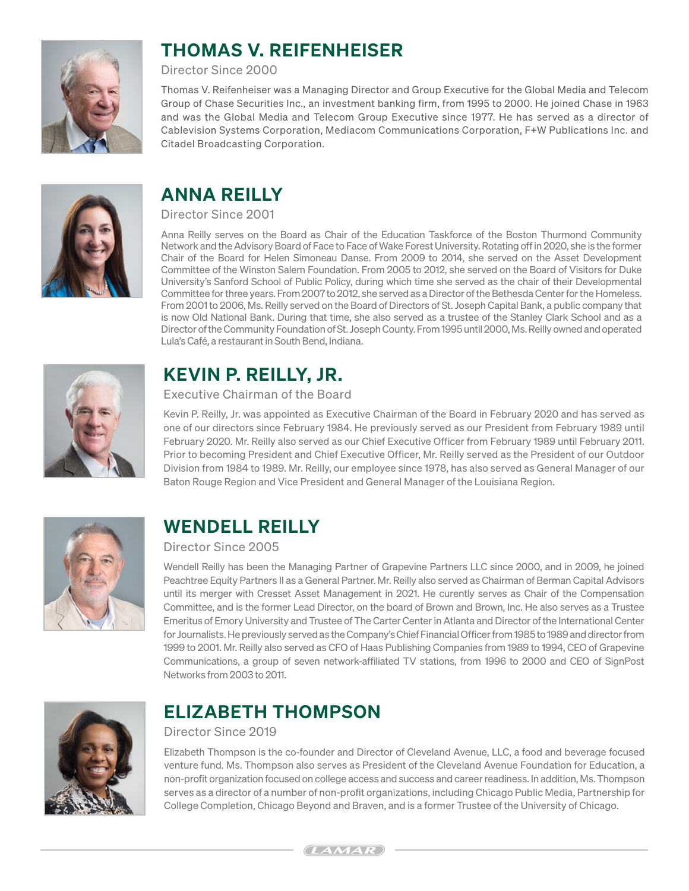## THOMAS V. REIFENHEISER

Director Since 2000

Thomas V. Reifenheiser was a Managing Director and Group Executive for the Global Media and Telecom Group of Chase Securities Inc., an investment banking firm, from 1995 to 2000. He joined Chase in 1963 and was the Global Media and Telecom Group Executive since 1977. He has served as a director of Cablevision Systems Corporation, Mediacom Communications Corporation, F+W Publications Inc. and Citadel Broadcasting Corporation.

## ANNA REILLY

Director Since 2001

Anna Reilly serves on the Board as Chair of the Education Taskforce of the Boston Thurmond Community Network and the Advisory Board of Face to Face of Wake Forest University. Rotating off in 2020, she is the former Chair of the Board for Helen Simoneau Danse. From 2009 to 2014, she served on the Asset Development Committee of the Winston Salem Foundation. From 2005 to 2012, she served on the Board of Visitors for Duke University's Sanford School of Public Policy, during which time she served as the chair of their Developmental Committee for three years. From 2007 to 2012, she served as a Director of the Bethesda Center for the Homeless. From 2001 to 2006, Ms. Reilly served on the Board of Directors of St. Joseph Capital Bank, a public company that is now Old National Bank. During that time, she also served as a trustee of the Stanley Clark School and as a Director of the Community Foundation of St. Joseph County. From 1995 until 2000, Ms. Reilly owned and operated Lula's Café, a restaurant in South Bend, Indiana.

## KEVIN P. REILLY, JR.

Executive Chairman of the Board

Kevin P. Reilly, Jr. was appointed as Executive Chairman of the Board in February 2020 and has served as one of our directors since February 1984. He previously served as our President from February 1989 until February 2020. Mr. Reilly also served as our Chief Executive Officer from February 1989 until February 2011. Prior to becoming President and Chief Executive Officer, Mr. Reilly served as the President of our Outdoor Division from 1984 to 1989. Mr. Reilly, our employee since 1978, has also served as General Manager of our Baton Rouge Region and Vice President and General Manager of the Louisiana Region.

## WENDELL REILLY

Director Since 2005

Wendell Reilly has been the Managing Partner of Grapevine Partners LLC since 2000, and in 2009, he joined Peachtree Equity Partners II as a General Partner. Mr. Reilly also served as Chairman of Berman Capital Advisors until its merger with Cresset Asset Management in 2021. He curently serves as Chair of the Compensation Committee, and is the former Lead Director, on the board of Brown and Brown, Inc. He also serves as a Trustee Emeritus of Emory University and Trustee of The Carter Center in Atlanta and Director of the International Center for Journalists. He previously served as the Company's Chief Financial Officer from 1985 to 1989 and director from 1999 to 2001. Mr. Reilly also served as CFO of Haas Publishing Companies from 1989 to 1994, CEO of Grapevine Communications, a group of seven network-affiliated TV stations, from 1996 to 2000 and CEO of SignPost Networks from 2003 to 2011.

## ELIZABETH THOMPSON

Director Since 2019

Elizabeth Thompson is the co-founder and Director of Cleveland Avenue, LLC, a food and beverage focused venture fund. Ms. Thompson also serves as President of the Cleveland Avenue Foundation for Education, a non-profit organization focused on college access and success and career readiness. In addition, Ms. Thompson serves as a director of a number of non-profit organizations, including Chicago Public Media, Partnership for College Completion, Chicago Beyond and Braven, and is a former Trustee of the University of Chicago.